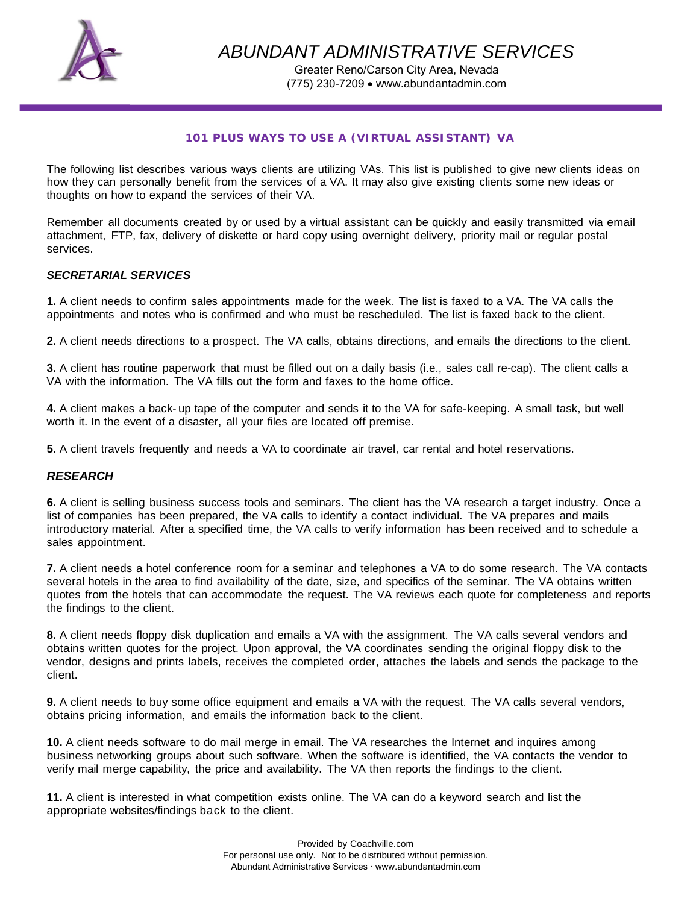# ABUNDANT ADMINISTRATIVE SERVICES

Greater Reno/Carson City Area, Nevada
(775) 230-7209 • www.abundantadmin.com

## 101 PLUS WAYS TO USE A (VIRTUAL ASSISTANT) VA

The following list describes various ways clients are utilizing VAs. This list is published to give new clients ideas on how they can personally benefit from the services of a VA. It may also give existing clients some new ideas or thoughts on how to expand the services of their VA.

Remember all documents created by or used by a virtual assistant can be quickly and easily transmitted via email attachment, FTP, fax, delivery of diskette or hard copy using overnight delivery, priority mail or regular postal services.

### *SECRETARIAL SERVICES*

**1.** A client needs to confirm sales appointments made for the week. The list is faxed to a VA. The VA calls the appointments and notes who is confirmed and who must be rescheduled. The list is faxed back to the client.

**2.** A client needs directions to a prospect. The VA calls, obtains directions, and emails the directions to the client.

**3.** A client has routine paperwork that must be filled out on a daily basis (i.e., sales call re-cap). The client calls a VA with the information. The VA fills out the form and faxes to the home office.

**4.** A client makes a back-up tape of the computer and sends it to the VA for safe-keeping. A small task, but well worth it. In the event of a disaster, all your files are located off premise.

**5.** A client travels frequently and needs a VA to coordinate air travel, car rental and hotel reservations.

### *RESEARCH*

**6.** A client is selling business success tools and seminars. The client has the VA research a target industry. Once a list of companies has been prepared, the VA calls to identify a contact individual. The VA prepares and mails introductory material. After a specified time, the VA calls to verify information has been received and to schedule a sales appointment.

**7.** A client needs a hotel conference room for a seminar and telephones a VA to do some research. The VA contacts several hotels in the area to find availability of the date, size, and specifics of the seminar. The VA obtains written quotes from the hotels that can accommodate the request. The VA reviews each quote for completeness and reports the findings to the client.

**8.** A client needs floppy disk duplication and emails a VA with the assignment. The VA calls several vendors and obtains written quotes for the project. Upon approval, the VA coordinates sending the original floppy disk to the vendor, designs and prints labels, receives the completed order, attaches the labels and sends the package to the client.

**9.** A client needs to buy some office equipment and emails a VA with the request. The VA calls several vendors, obtains pricing information, and emails the information back to the client.

**10.** A client needs software to do mail merge in email. The VA researches the Internet and inquires among business networking groups about such software. When the software is identified, the VA contacts the vendor to verify mail merge capability, the price and availability. The VA then reports the findings to the client.

**11.** A client is interested in what competition exists online. The VA can do a keyword search and list the appropriate websites/findings back to the client.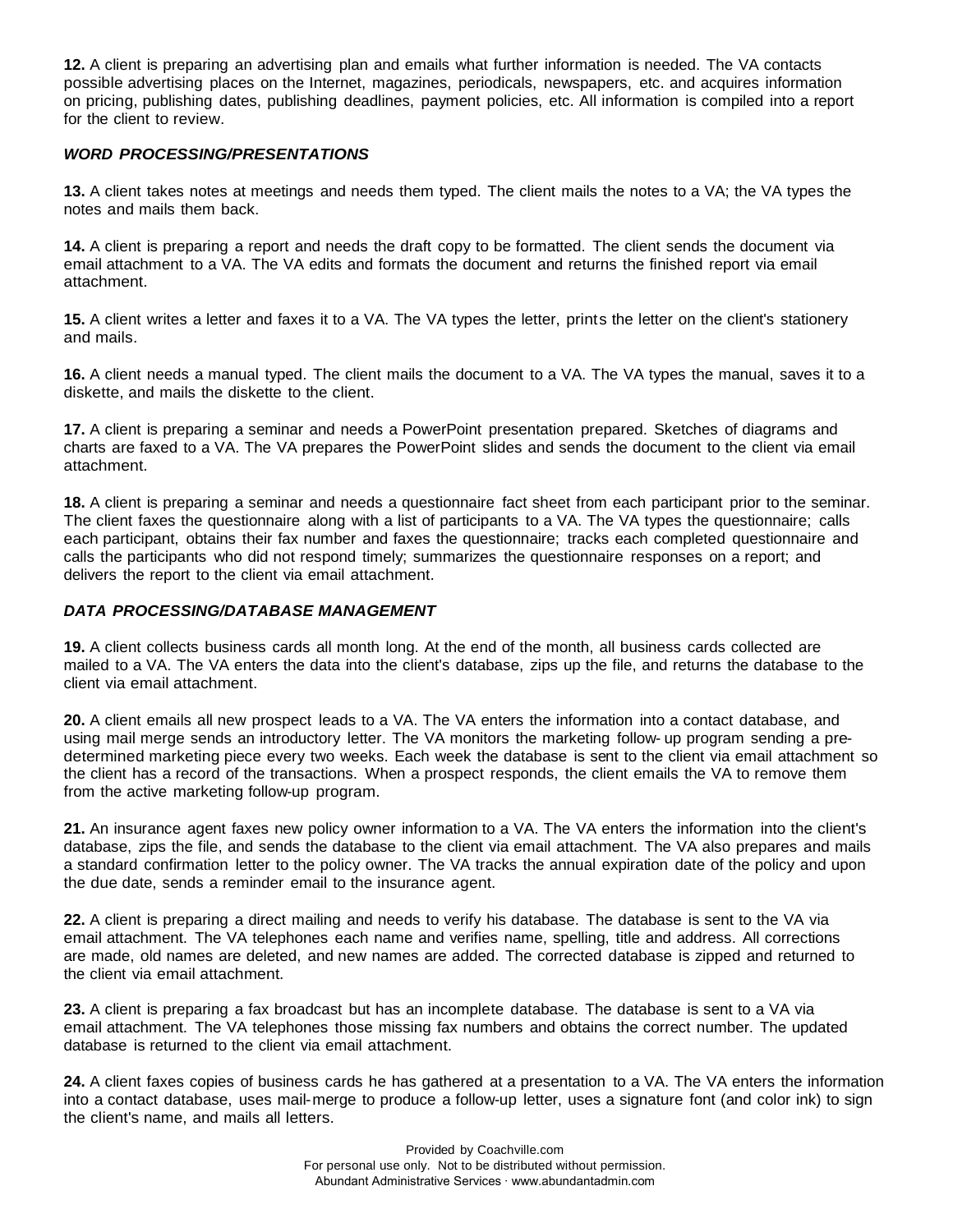**12.** A client is preparing an advertising plan and emails what further information is needed. The VA contacts possible advertising places on the Internet, magazines, periodicals, newspapers, etc. and acquires information on pricing, publishing dates, publishing deadlines, payment policies, etc. All information is compiled into a report for the client to review.

### *WORD PROCESSING/PRESENTATIONS*

**13.** A client takes notes at meetings and needs them typed. The client mails the notes to a VA; the VA types the notes and mails them back.

**14.** A client is preparing a report and needs the draft copy to be formatted. The client sends the document via email attachment to a VA. The VA edits and formats the document and returns the finished report via email attachment.

**15.** A client writes a letter and faxes it to a VA. The VA types the letter, prints the letter on the client's stationery and mails.

**16.** A client needs a manual typed. The client mails the document to a VA. The VA types the manual, saves it to a diskette, and mails the diskette to the client.

**17.** A client is preparing a seminar and needs a PowerPoint presentation prepared. Sketches of diagrams and charts are faxed to a VA. The VA prepares the PowerPoint slides and sends the document to the client via email attachment.

**18.** A client is preparing a seminar and needs a questionnaire fact sheet from each participant prior to the seminar. The client faxes the questionnaire along with a list of participants to a VA. The VA types the questionnaire; calls each participant, obtains their fax number and faxes the questionnaire; tracks each completed questionnaire and calls the participants who did not respond timely; summarizes the questionnaire responses on a report; and delivers the report to the client via email attachment.

### *DATA PROCESSING/DATABASE MANAGEMENT*

**19.** A client collects business cards all month long. At the end of the month, all business cards collected are mailed to a VA. The VA enters the data into the client's database, zips up the file, and returns the database to the client via email attachment.

**20.** A client emails all new prospect leads to a VA. The VA enters the information into a contact database, and using mail merge sends an introductory letter. The VA monitors the marketing follow-up program sending a pre-determined marketing piece every two weeks. Each week the database is sent to the client via email attachment so the client has a record of the transactions. When a prospect responds, the client emails the VA to remove them from the active marketing follow-up program.

**21.** An insurance agent faxes new policy owner information to a VA. The VA enters the information into the client's database, zips the file, and sends the database to the client via email attachment. The VA also prepares and mails a standard confirmation letter to the policy owner. The VA tracks the annual expiration date of the policy and upon the due date, sends a reminder email to the insurance agent.

**22.** A client is preparing a direct mailing and needs to verify his database. The database is sent to the VA via email attachment. The VA telephones each name and verifies name, spelling, title and address. All corrections are made, old names are deleted, and new names are added. The corrected database is zipped and returned to the client via email attachment.

**23.** A client is preparing a fax broadcast but has an incomplete database. The database is sent to a VA via email attachment. The VA telephones those missing fax numbers and obtains the correct number. The updated database is returned to the client via email attachment.

**24.** A client faxes copies of business cards he has gathered at a presentation to a VA. The VA enters the information into a contact database, uses mail-merge to produce a follow-up letter, uses a signature font (and color ink) to sign the client's name, and mails all letters.

Provided by Coachville.com
For personal use only. Not to be distributed without permission.
Abundant Administrative Services · www.abundantadmin.com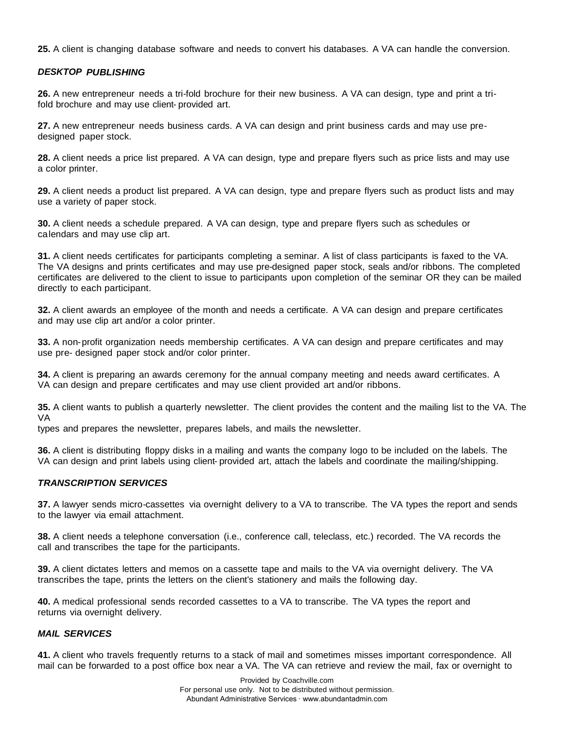**25.** A client is changing database software and needs to convert his databases. A VA can handle the conversion.

### *DESKTOP PUBLISHING*

**26.** A new entrepreneur needs a tri-fold brochure for their new business. A VA can design, type and print a tri-fold brochure and may use client-provided art.

**27.** A new entrepreneur needs business cards. A VA can design and print business cards and may use pre-designed paper stock.

**28.** A client needs a price list prepared. A VA can design, type and prepare flyers such as price lists and may use a color printer.

**29.** A client needs a product list prepared. A VA can design, type and prepare flyers such as product lists and may use a variety of paper stock.

**30.** A client needs a schedule prepared. A VA can design, type and prepare flyers such as schedules or calendars and may use clip art.

**31.** A client needs certificates for participants completing a seminar. A list of class participants is faxed to the VA. The VA designs and prints certificates and may use pre-designed paper stock, seals and/or ribbons. The completed certificates are delivered to the client to issue to participants upon completion of the seminar OR they can be mailed directly to each participant.

**32.** A client awards an employee of the month and needs a certificate. A VA can design and prepare certificates and may use clip art and/or a color printer.

**33.** A non-profit organization needs membership certificates. A VA can design and prepare certificates and may use pre- designed paper stock and/or color printer.

**34.** A client is preparing an awards ceremony for the annual company meeting and needs award certificates. A VA can design and prepare certificates and may use client provided art and/or ribbons.

**35.** A client wants to publish a quarterly newsletter. The client provides the content and the mailing list to the VA. The VA types and prepares the newsletter, prepares labels, and mails the newsletter.

**36.** A client is distributing floppy disks in a mailing and wants the company logo to be included on the labels. The VA can design and print labels using client-provided art, attach the labels and coordinate the mailing/shipping.

### *TRANSCRIPTION SERVICES*

**37.** A lawyer sends micro-cassettes via overnight delivery to a VA to transcribe. The VA types the report and sends to the lawyer via email attachment.

**38.** A client needs a telephone conversation (i.e., conference call, teleclass, etc.) recorded. The VA records the call and transcribes the tape for the participants.

**39.** A client dictates letters and memos on a cassette tape and mails to the VA via overnight delivery. The VA transcribes the tape, prints the letters on the client's stationery and mails the following day.

**40.** A medical professional sends recorded cassettes to a VA to transcribe. The VA types the report and returns via overnight delivery.

### *MAIL SERVICES*

**41.** A client who travels frequently returns to a stack of mail and sometimes misses important correspondence. All mail can be forwarded to a post office box near a VA. The VA can retrieve and review the mail, fax or overnight to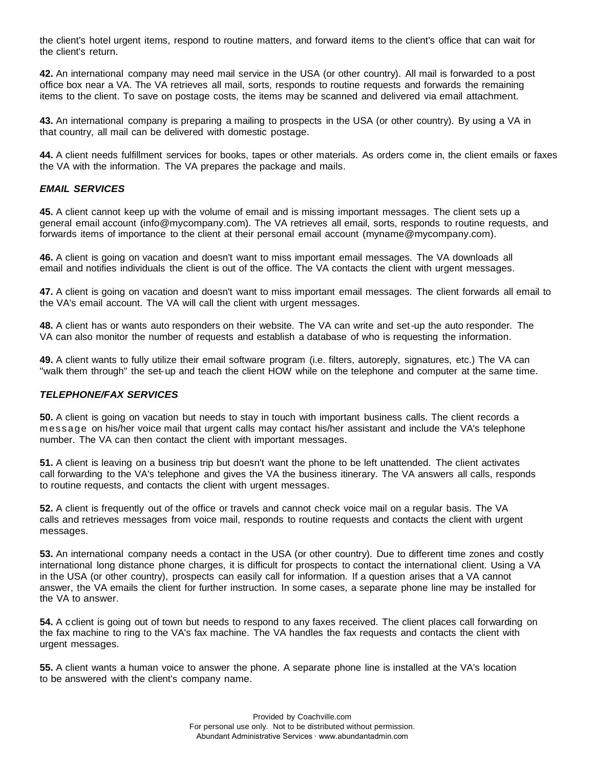the client's hotel urgent items, respond to routine matters, and forward items to the client's office that can wait for the client's return.

**42.** An international company may need mail service in the USA (or other country). All mail is forwarded to a post office box near a VA. The VA retrieves all mail, sorts, responds to routine requests and forwards the remaining items to the client. To save on postage costs, the items may be scanned and delivered via email attachment.

**43.** An international company is preparing a mailing to prospects in the USA (or other country). By using a VA in that country, all mail can be delivered with domestic postage.

**44.** A client needs fulfillment services for books, tapes or other materials. As orders come in, the client emails or faxes the VA with the information. The VA prepares the package and mails.

### *EMAIL SERVICES*

**45.** A client cannot keep up with the volume of email and is missing important messages. The client sets up a general email account (info@mycompany.com). The VA retrieves all email, sorts, responds to routine requests, and forwards items of importance to the client at their personal email account (myname@mycompany.com).

**46.** A client is going on vacation and doesn't want to miss important email messages. The VA downloads all email and notifies individuals the client is out of the office. The VA contacts the client with urgent messages.

**47.** A client is going on vacation and doesn't want to miss important email messages. The client forwards all email to the VA's email account. The VA will call the client with urgent messages.

**48.** A client has or wants auto responders on their website. The VA can write and set-up the auto responder. The VA can also monitor the number of requests and establish a database of who is requesting the information.

**49.** A client wants to fully utilize their email software program (i.e. filters, autoreply, signatures, etc.) The VA can "walk them through" the set-up and teach the client HOW while on the telephone and computer at the same time.

### *TELEPHONE/FAX SERVICES*

**50.** A client is going on vacation but needs to stay in touch with important business calls. The client records a message on his/her voice mail that urgent calls may contact his/her assistant and include the VA's telephone number. The VA can then contact the client with important messages.

**51.** A client is leaving on a business trip but doesn't want the phone to be left unattended. The client activates call forwarding to the VA's telephone and gives the VA the business itinerary. The VA answers all calls, responds to routine requests, and contacts the client with urgent messages.

**52.** A client is frequently out of the office or travels and cannot check voice mail on a regular basis. The VA calls and retrieves messages from voice mail, responds to routine requests and contacts the client with urgent messages.

**53.** An international company needs a contact in the USA (or other country). Due to different time zones and costly international long distance phone charges, it is difficult for prospects to contact the international client. Using a VA in the USA (or other country), prospects can easily call for information. If a question arises that a VA cannot answer, the VA emails the client for further instruction. In some cases, a separate phone line may be installed for the VA to answer.

**54.** A cclient is going out of town but needs to respond to any faxes received. The client places call forwarding on the fax machine to ring to the VA's fax machine. The VA handles the fax requests and contacts the client with urgent messages.

**55.** A client wants a human voice to answer the phone. A separate phone line is installed at the VA's location to be answered with the client's company name.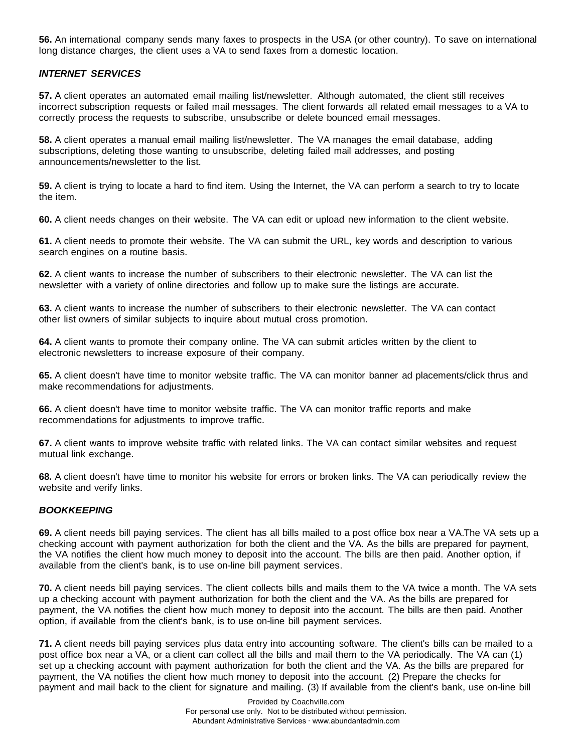**56.** An international company sends many faxes to prospects in the USA (or other country). To save on international long distance charges, the client uses a VA to send faxes from a domestic location.

### *INTERNET SERVICES*

**57.** A client operates an automated email mailing list/newsletter. Although automated, the client still receives incorrect subscription requests or failed mail messages. The client forwards all related email messages to a VA to correctly process the requests to subscribe, unsubscribe or delete bounced email messages.

**58.** A client operates a manual email mailing list/newsletter. The VA manages the email database, adding subscriptions, deleting those wanting to unsubscribe, deleting failed mail addresses, and posting announcements/newsletter to the list.

**59.** A client is trying to locate a hard to find item. Using the Internet, the VA can perform a search to try to locate the item.

**60.** A client needs changes on their website. The VA can edit or upload new information to the client website.

**61.** A client needs to promote their website. The VA can submit the URL, key words and description to various search engines on a routine basis.

**62.** A client wants to increase the number of subscribers to their electronic newsletter. The VA can list the newsletter with a variety of online directories and follow up to make sure the listings are accurate.

**63.** A client wants to increase the number of subscribers to their electronic newsletter. The VA can contact other list owners of similar subjects to inquire about mutual cross promotion.

**64.** A client wants to promote their company online. The VA can submit articles written by the client to electronic newsletters to increase exposure of their company.

**65.** A client doesn't have time to monitor website traffic. The VA can monitor banner ad placements/click thrus and make recommendations for adjustments.

**66.** A client doesn't have time to monitor website traffic. The VA can monitor traffic reports and make recommendations for adjustments to improve traffic.

**67.** A client wants to improve website traffic with related links. The VA can contact similar websites and request mutual link exchange.

**68.** A client doesn't have time to monitor his website for errors or broken links. The VA can periodically review the website and verify links.

### *BOOKKEEPING*

**69.** A client needs bill paying services. The client has all bills mailed to a post office box near a VA.The VA sets up a checking account with payment authorization for both the client and the VA. As the bills are prepared for payment, the VA notifies the client how much money to deposit into the account. The bills are then paid. Another option, if available from the client's bank, is to use on-line bill payment services.

**70.** A client needs bill paying services. The client collects bills and mails them to the VA twice a month. The VA sets up a checking account with payment authorization for both the client and the VA. As the bills are prepared for payment, the VA notifies the client how much money to deposit into the account. The bills are then paid. Another option, if available from the client's bank, is to use on-line bill payment services.

**71.** A client needs bill paying services plus data entry into accounting software. The client's bills can be mailed to a post office box near a VA, or a client can collect all the bills and mail them to the VA periodically. The VA can (1) set up a checking account with payment authorization for both the client and the VA. As the bills are prepared for payment, the VA notifies the client how much money to deposit into the account. (2) Prepare the checks for payment and mail back to the client for signature and mailing. (3) If available from the client's bank, use on-line bill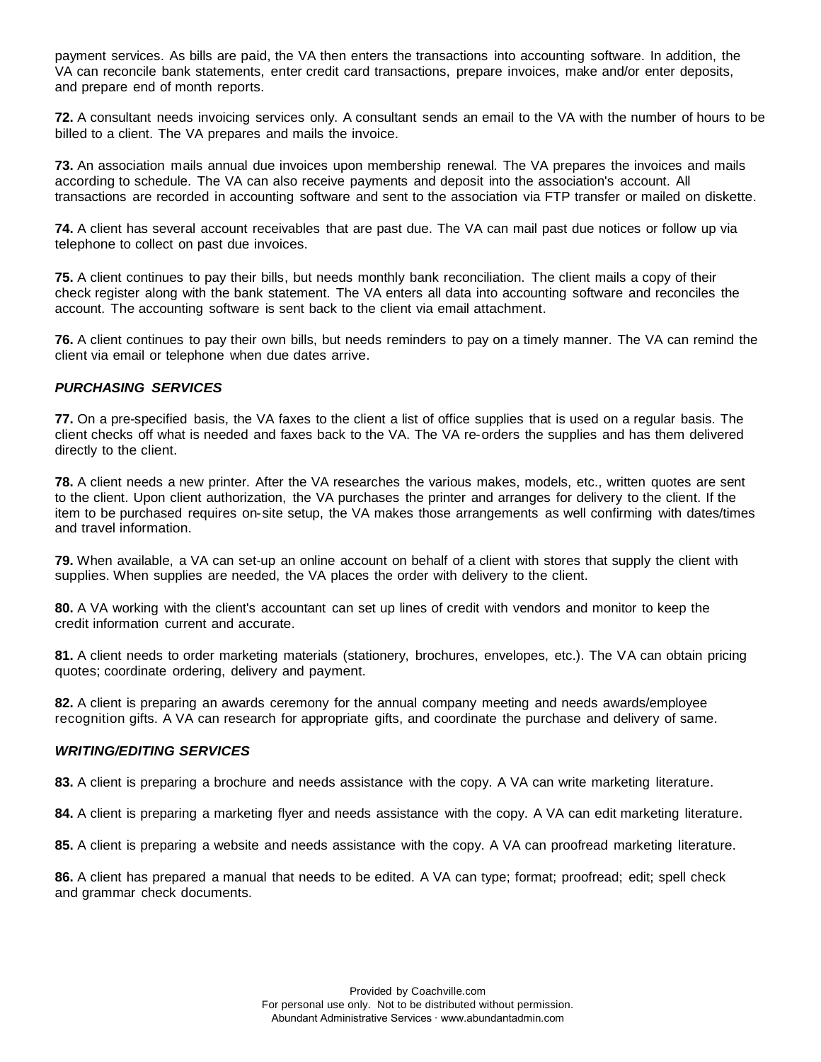payment services. As bills are paid, the VA then enters the transactions into accounting software. In addition, the VA can reconcile bank statements, enter credit card transactions, prepare invoices, make and/or enter deposits, and prepare end of month reports.

**72.** A consultant needs invoicing services only. A consultant sends an email to the VA with the number of hours to be billed to a client. The VA prepares and mails the invoice.

**73.** An association mails annual due invoices upon membership renewal. The VA prepares the invoices and mails according to schedule. The VA can also receive payments and deposit into the association's account. All transactions are recorded in accounting software and sent to the association via FTP transfer or mailed on diskette.

**74.** A client has several account receivables that are past due. The VA can mail past due notices or follow up via telephone to collect on past due invoices.

**75.** A client continues to pay their bills, but needs monthly bank reconciliation. The client mails a copy of their check register along with the bank statement. The VA enters all data into accounting software and reconciles the account. The accounting software is sent back to the client via email attachment.

**76.** A client continues to pay their own bills, but needs reminders to pay on a timely manner. The VA can remind the client via email or telephone when due dates arrive.

***PURCHASING SERVICES***

**77.** On a pre-specified basis, the VA faxes to the client a list of office supplies that is used on a regular basis. The client checks off what is needed and faxes back to the VA. The VA re-orders the supplies and has them delivered directly to the client.

**78.** A client needs a new printer. After the VA researches the various makes, models, etc., written quotes are sent to the client. Upon client authorization, the VA purchases the printer and arranges for delivery to the client. If the item to be purchased requires on-site setup, the VA makes those arrangements as well confirming with dates/times and travel information.

**79.** When available, a VA can set-up an online account on behalf of a client with stores that supply the client with supplies. When supplies are needed, the VA places the order with delivery to the client.

**80.** A VA working with the client's accountant can set up lines of credit with vendors and monitor to keep the credit information current and accurate.

**81.** A client needs to order marketing materials (stationery, brochures, envelopes, etc.). The VA can obtain pricing quotes; coordinate ordering, delivery and payment.

**82.** A client is preparing an awards ceremony for the annual company meeting and needs awards/employee recognition gifts. A VA can research for appropriate gifts, and coordinate the purchase and delivery of same.

***WRITING/EDITING SERVICES***

**83.** A client is preparing a brochure and needs assistance with the copy. A VA can write marketing literature.

**84.** A client is preparing a marketing flyer and needs assistance with the copy. A VA can edit marketing literature.

**85.** A client is preparing a website and needs assistance with the copy. A VA can proofread marketing literature.

**86.** A client has prepared a manual that needs to be edited. A VA can type; format; proofread; edit; spell check and grammar check documents.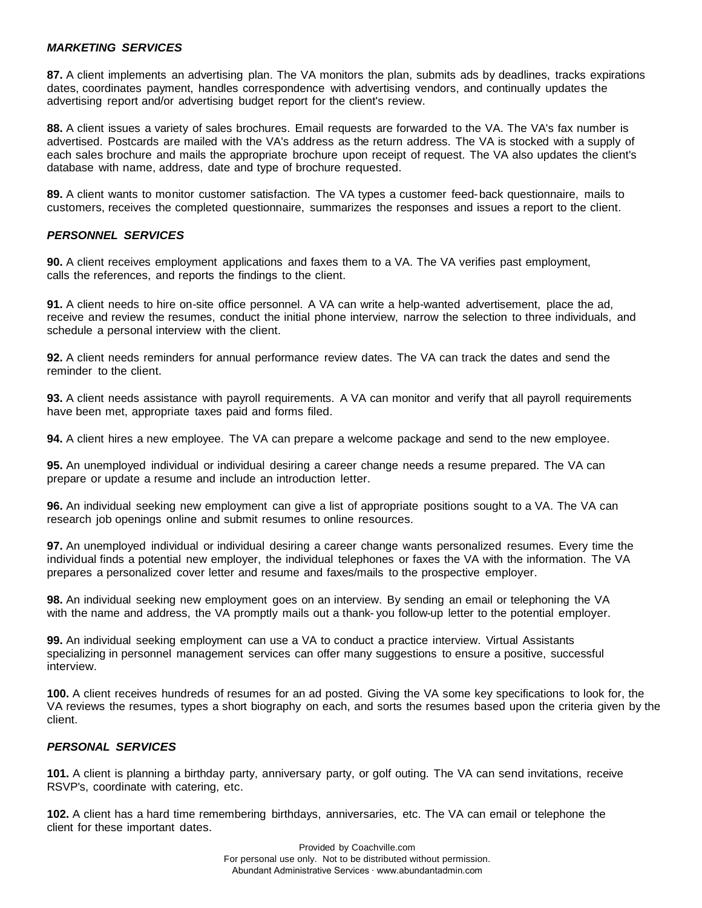***MARKETING SERVICES***

**87.** A client implements an advertising plan. The VA monitors the plan, submits ads by deadlines, tracks expirations dates, coordinates payment, handles correspondence with advertising vendors, and continually updates the advertising report and/or advertising budget report for the client's review.

**88.** A client issues a variety of sales brochures. Email requests are forwarded to the VA. The VA's fax number is advertised. Postcards are mailed with the VA's address as the return address. The VA is stocked with a supply of each sales brochure and mails the appropriate brochure upon receipt of request. The VA also updates the client's database with name, address, date and type of brochure requested.

**89.** A client wants to monitor customer satisfaction. The VA types a customer feed-back questionnaire, mails to customers, receives the completed questionnaire, summarizes the responses and issues a report to the client.

***PERSONNEL SERVICES***

**90.** A client receives employment applications and faxes them to a VA. The VA verifies past employment, calls the references, and reports the findings to the client.

**91.** A client needs to hire on-site office personnel. A VA can write a help-wanted advertisement, place the ad, receive and review the resumes, conduct the initial phone interview, narrow the selection to three individuals, and schedule a personal interview with the client.

**92.** A client needs reminders for annual performance review dates. The VA can track the dates and send the reminder to the client.

**93.** A client needs assistance with payroll requirements. A VA can monitor and verify that all payroll requirements have been met, appropriate taxes paid and forms filed.

**94.** A client hires a new employee. The VA can prepare a welcome package and send to the new employee.

**95.** An unemployed individual or individual desiring a career change needs a resume prepared. The VA can prepare or update a resume and include an introduction letter.

**96.** An individual seeking new employment can give a list of appropriate positions sought to a VA. The VA can research job openings online and submit resumes to online resources.

**97.** An unemployed individual or individual desiring a career change wants personalized resumes. Every time the individual finds a potential new employer, the individual telephones or faxes the VA with the information. The VA prepares a personalized cover letter and resume and faxes/mails to the prospective employer.

**98.** An individual seeking new employment goes on an interview. By sending an email or telephoning the VA with the name and address, the VA promptly mails out a thank-you follow-up letter to the potential employer.

**99.** An individual seeking employment can use a VA to conduct a practice interview. Virtual Assistants specializing in personnel management services can offer many suggestions to ensure a positive, successful interview.

**100.** A client receives hundreds of resumes for an ad posted. Giving the VA some key specifications to look for, the VA reviews the resumes, types a short biography on each, and sorts the resumes based upon the criteria given by the client.

***PERSONAL SERVICES***

**101.** A client is planning a birthday party, anniversary party, or golf outing. The VA can send invitations, receive RSVP's, coordinate with catering, etc.

**102.** A client has a hard time remembering birthdays, anniversaries, etc. The VA can email or telephone the client for these important dates.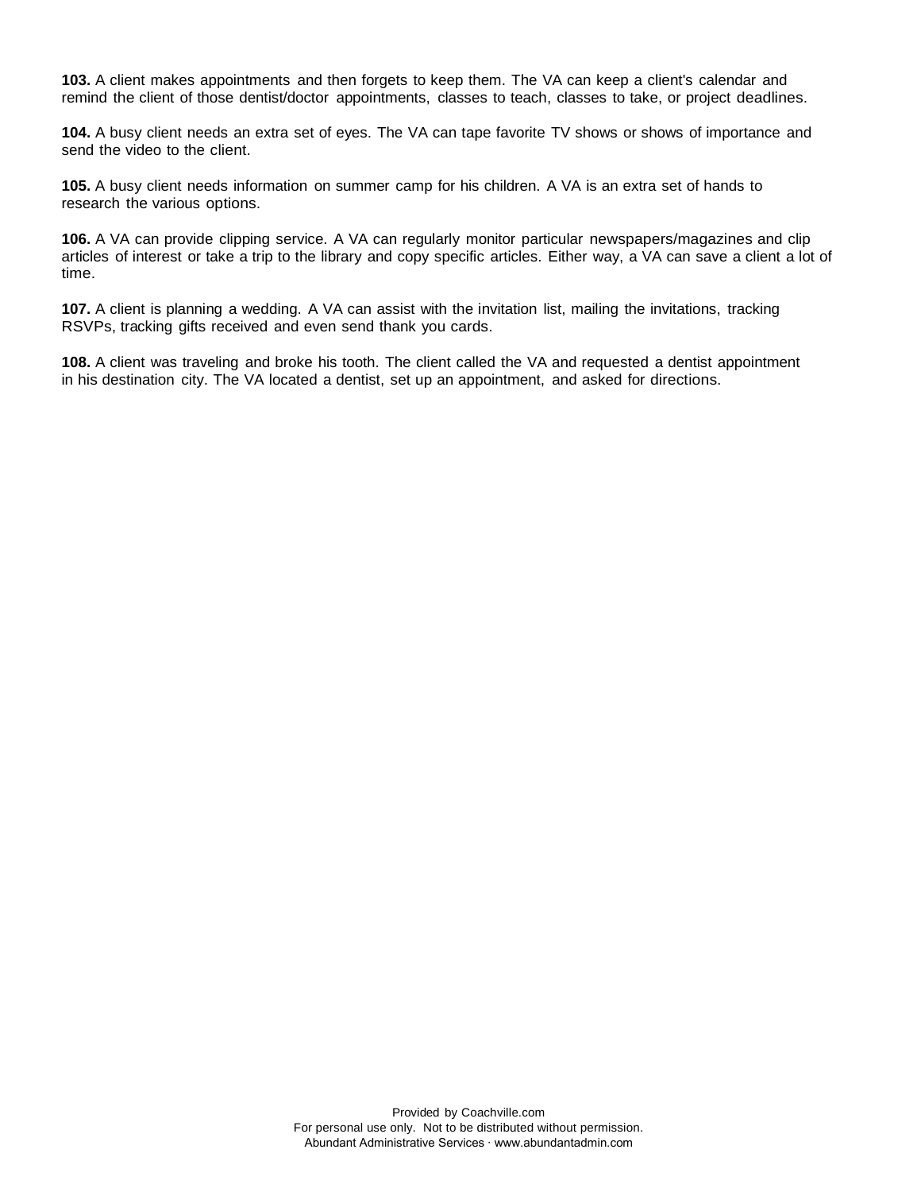**103.** A client makes appointments and then forgets to keep them. The VA can keep a client's calendar and remind the client of those dentist/doctor appointments, classes to teach, classes to take, or project deadlines.

**104.** A busy client needs an extra set of eyes. The VA can tape favorite TV shows or shows of importance and send the video to the client.

**105.** A busy client needs information on summer camp for his children. A VA is an extra set of hands to research the various options.

**106.** A VA can provide clipping service. A VA can regularly monitor particular newspapers/magazines and clip articles of interest or take a trip to the library and copy specific articles. Either way, a VA can save a client a lot of time.

**107.** A client is planning a wedding. A VA can assist with the invitation list, mailing the invitations, tracking RSVPs, tracking gifts received and even send thank you cards.

**108.** A client was traveling and broke his tooth. The client called the VA and requested a dentist appointment in his destination city. The VA located a dentist, set up an appointment, and asked for directions.